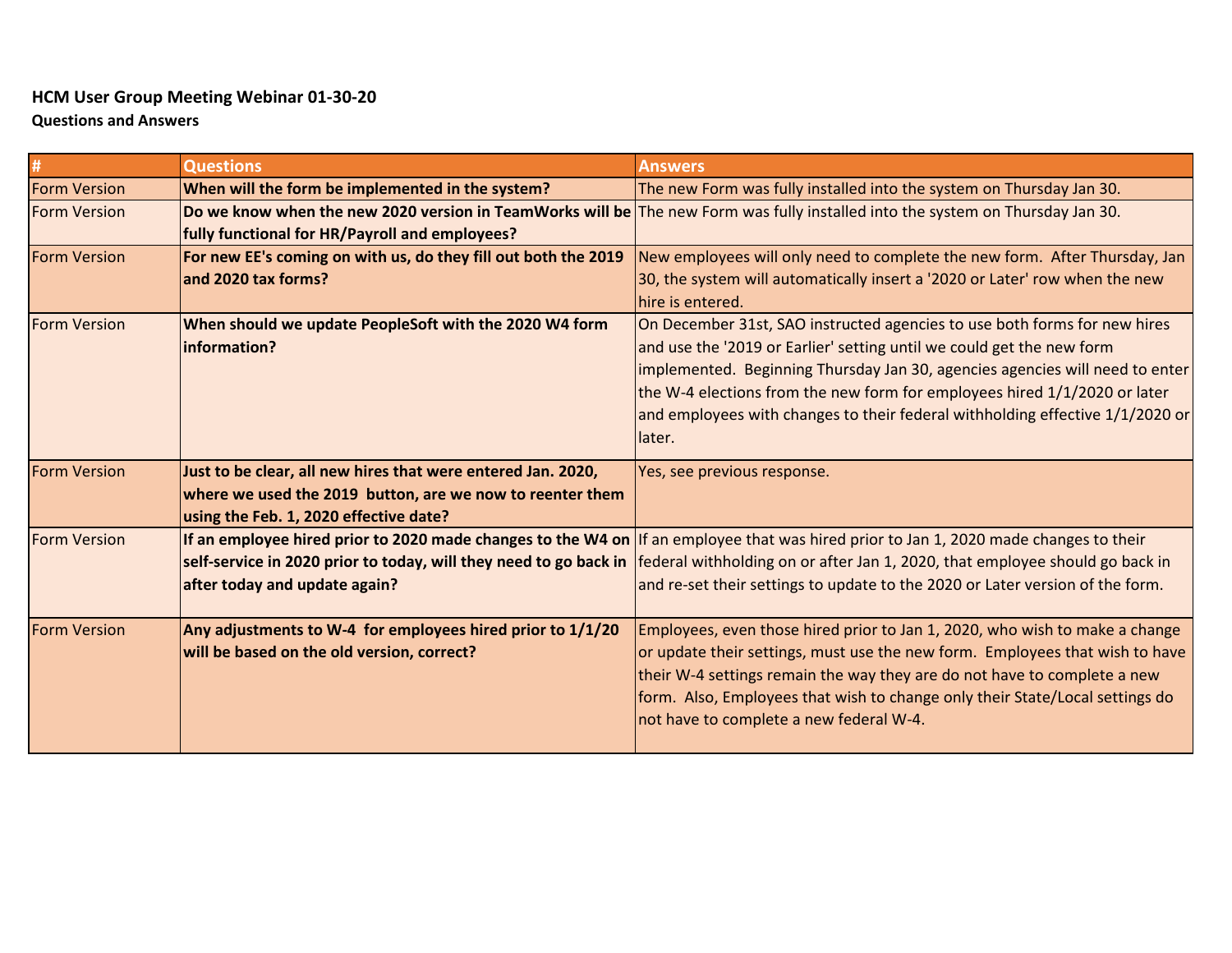**HCM User Group Meeting Webinar 01-30-20**
**Questions and Answers**

| # | Questions | Answers |
|---|---|---|
| Form Version | **When will the form be implemented in the system?** | The new Form was fully installed into the system on Thursday Jan 30. |
| Form Version | **Do we know when the new 2020 version in TeamWorks will be fully functional for HR/Payroll and employees?** | The new Form was fully installed into the system on Thursday Jan 30. |
| Form Version | **For new EE's coming on with us, do they fill out both the 2019 and 2020 tax forms?** | New employees will only need to complete the new form. After Thursday, Jan 30, the system will automatically insert a '2020 or Later' row when the new hire is entered. |
| Form Version | **When should we update PeopleSoft with the 2020 W4 form information?** | On December 31st, SAO instructed agencies to use both forms for new hires and use the '2019 or Earlier' setting until we could get the new form implemented. Beginning Thursday Jan 30, agencies agencies will need to enter the W-4 elections from the new form for employees hired 1/1/2020 or later and employees with changes to their federal withholding effective 1/1/2020 or later. |
| Form Version | **Just to be clear, all new hires that were entered Jan. 2020, where we used the 2019 button, are we now to reenter them using the Feb. 1, 2020 effective date?** | Yes, see previous response. |
| Form Version | **If an employee hired prior to 2020 made changes to the W4 on self-service in 2020 prior to today, will they need to go back in after today and update again?** | If an employee that was hired prior to Jan 1, 2020 made changes to their federal withholding on or after Jan 1, 2020, that employee should go back in and re-set their settings to update to the 2020 or Later version of the form. |
| Form Version | **Any adjustments to W-4 for employees hired prior to 1/1/20 will be based on the old version, correct?** | Employees, even those hired prior to Jan 1, 2020, who wish to make a change or update their settings, must use the new form. Employees that wish to have their W-4 settings remain the way they are do not have to complete a new form. Also, Employees that wish to change only their State/Local settings do not have to complete a new federal W-4. |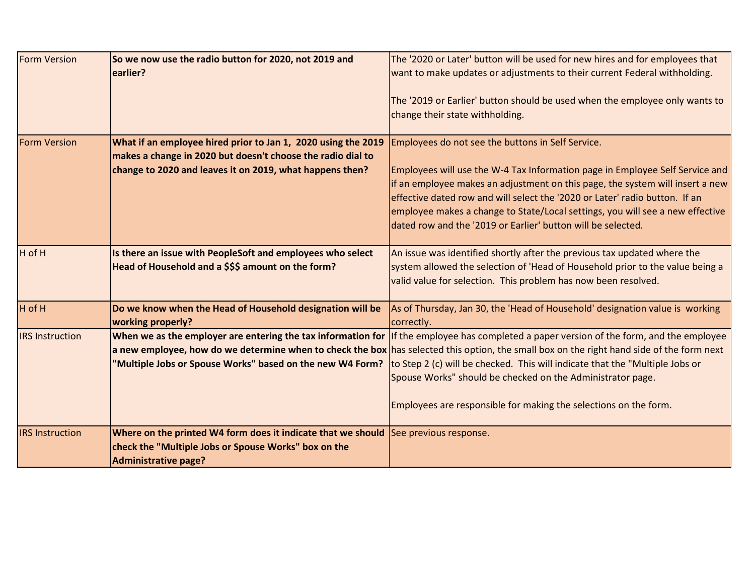| Form Version | **So we now use the radio button for 2020, not 2019 and earlier?** | The '2020 or Later' button will be used for new hires and for employees that want to make updates or adjustments to their current Federal withholding.<br><br>The '2019 or Earlier' button should be used when the employee only wants to change their state withholding. |
|---|---|---|
| Form Version | **What if an employee hired prior to Jan 1, 2020 using the 2019 makes a change in 2020 but doesn't choose the radio dial to change to 2020 and leaves it on 2019, what happens then?** | Employees do not see the buttons in Self Service.<br><br>Employees will use the W-4 Tax Information page in Employee Self Service and if an employee makes an adjustment on this page, the system will insert a new effective dated row and will select the '2020 or Later' radio button. If an employee makes a change to State/Local settings, you will see a new effective dated row and the '2019 or Earlier' button will be selected. |
| H of H | **Is there an issue with PeopleSoft and employees who select Head of Household and a $$$ amount on the form?** | An issue was identified shortly after the previous tax updated where the system allowed the selection of 'Head of Household prior to the value being a valid value for selection. This problem has now been resolved. |
| H of H | **Do we know when the Head of Household designation will be working properly?** | As of Thursday, Jan 30, the 'Head of Household' designation value is working correctly. |
| IRS Instruction | **When we as the employer are entering the tax information for a new employee, how do we determine when to check the box "Multiple Jobs or Spouse Works" based on the new W4 Form?** | If the employee has completed a paper version of the form, and the employee has selected this option, the small box on the right hand side of the form next to Step 2 (c) will be checked. This will indicate that the "Multiple Jobs or Spouse Works" should be checked on the Administrator page.<br><br>Employees are responsible for making the selections on the form. |
| IRS Instruction | **Where on the printed W4 form does it indicate that we should check the "Multiple Jobs or Spouse Works" box on the Administrative page?** | See previous response. |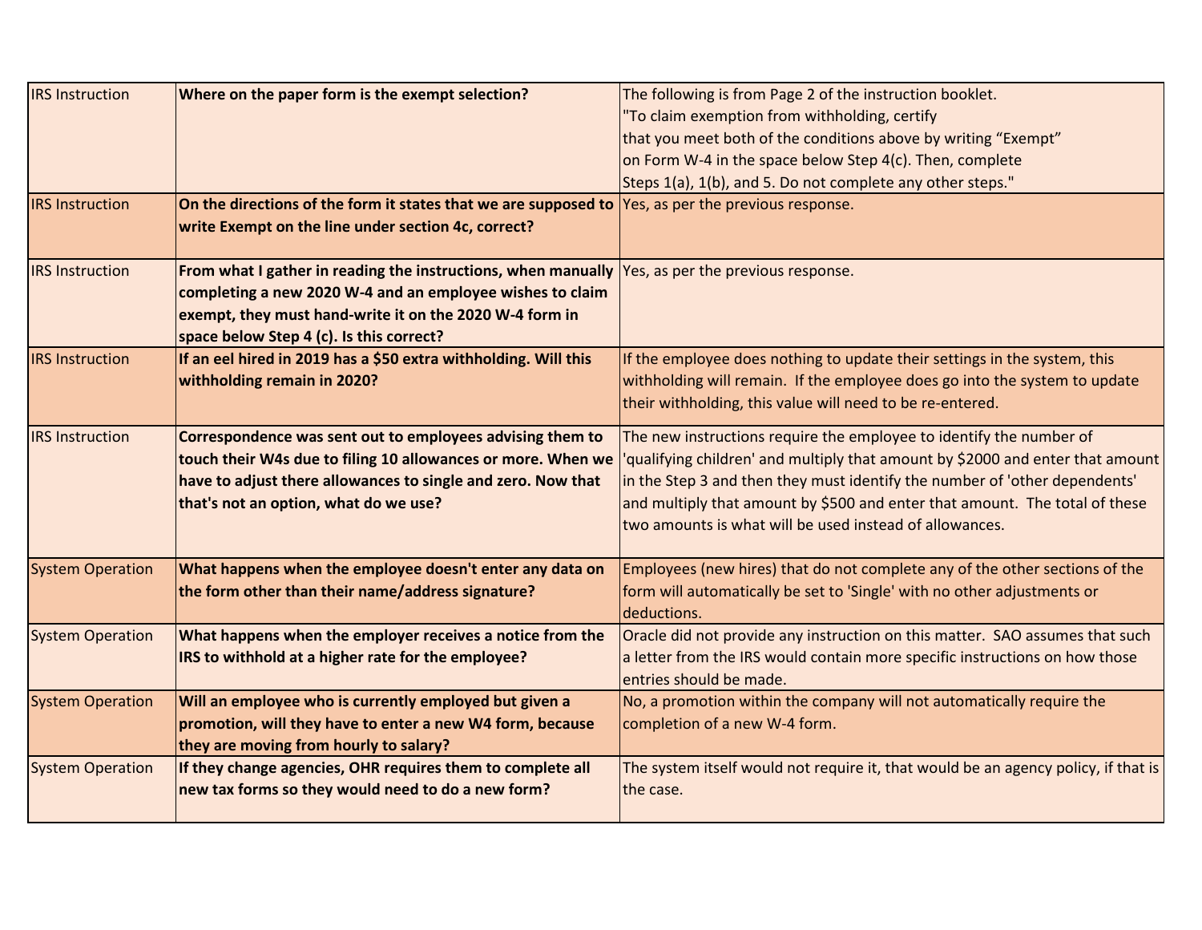| | | |
|---|---|---|
| IRS Instruction | **Where on the paper form is the exempt selection?** | The following is from Page 2 of the instruction booklet. "To claim exemption from withholding, certify that you meet both of the conditions above by writing "Exempt" on Form W-4 in the space below Step 4(c). Then, complete Steps 1(a), 1(b), and 5. Do not complete any other steps." |
| IRS Instruction | **On the directions of the form it states that we are supposed to write Exempt on the line under section 4c, correct?** | Yes, as per the previous response. |
| IRS Instruction | **From what I gather in reading the instructions, when manually completing a new 2020 W-4 and an employee wishes to claim exempt, they must hand-write it on the 2020 W-4 form in space below Step 4 (c). Is this correct?** | Yes, as per the previous response. |
| IRS Instruction | **If an eel hired in 2019 has a $50 extra withholding. Will this withholding remain in 2020?** | If the employee does nothing to update their settings in the system, this withholding will remain. If the employee does go into the system to update their withholding, this value will need to be re-entered. |
| IRS Instruction | **Correspondence was sent out to employees advising them to touch their W4s due to filing 10 allowances or more. When we have to adjust there allowances to single and zero. Now that that's not an option, what do we use?** | The new instructions require the employee to identify the number of 'qualifying children' and multiply that amount by $2000 and enter that amount in the Step 3 and then they must identify the number of 'other dependents' and multiply that amount by $500 and enter that amount. The total of these two amounts is what will be used instead of allowances. |
| System Operation | **What happens when the employee doesn't enter any data on the form other than their name/address signature?** | Employees (new hires) that do not complete any of the other sections of the form will automatically be set to 'Single' with no other adjustments or deductions. |
| System Operation | **What happens when the employer receives a notice from the IRS to withhold at a higher rate for the employee?** | Oracle did not provide any instruction on this matter. SAO assumes that such a letter from the IRS would contain more specific instructions on how those entries should be made. |
| System Operation | **Will an employee who is currently employed but given a promotion, will they have to enter a new W4 form, because they are moving from hourly to salary?** | No, a promotion within the company will not automatically require the completion of a new W-4 form. |
| System Operation | **If they change agencies, OHR requires them to complete all new tax forms so they would need to do a new form?** | The system itself would not require it, that would be an agency policy, if that is the case. |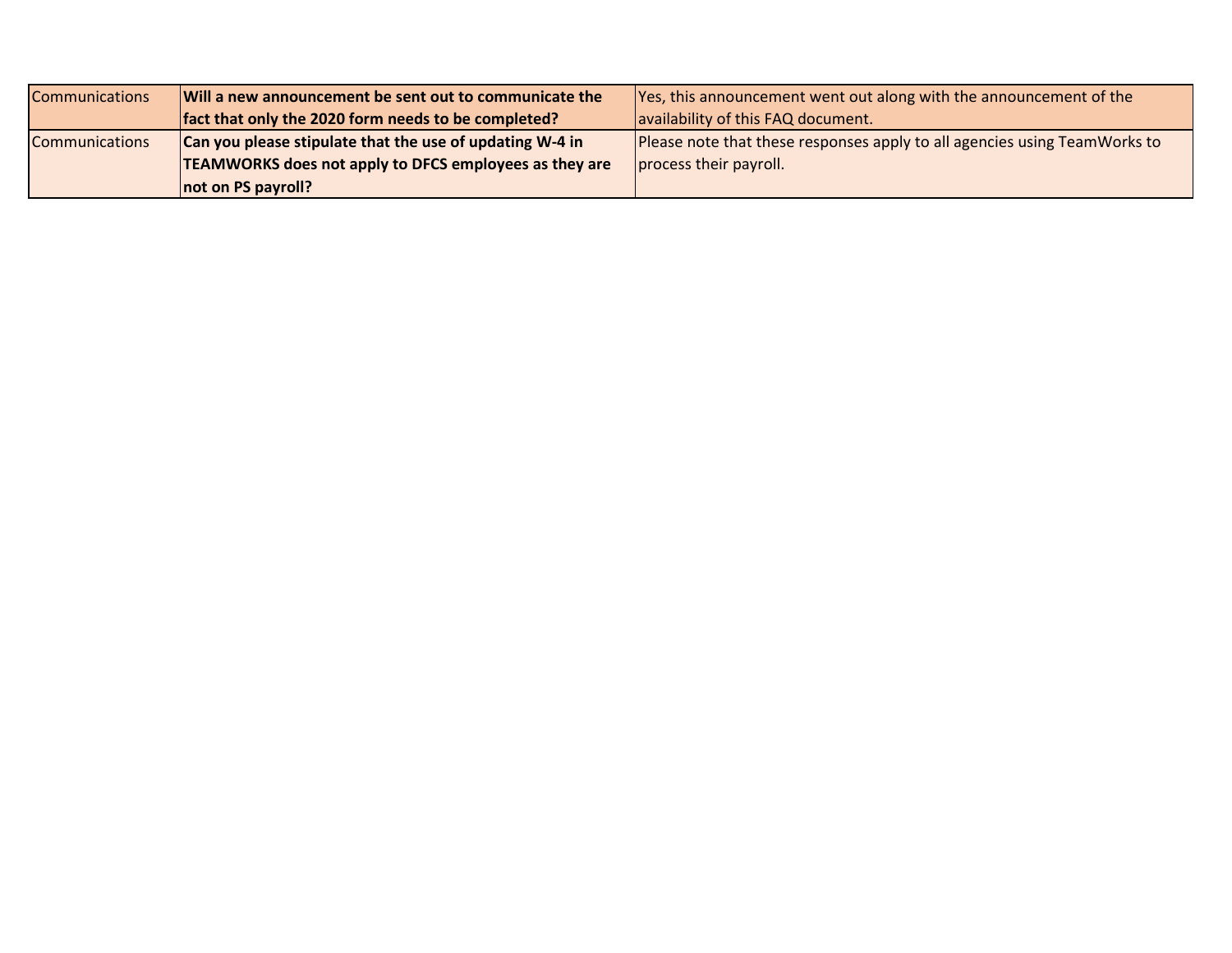| | | |
|---|---|---|
| Communications | **Will a new announcement be sent out to communicate the fact that only the 2020 form needs to be completed?** | Yes, this announcement went out along with the announcement of the availability of this FAQ document. |
| Communications | **Can you please stipulate that the use of updating W-4 in TEAMWORKS does not apply to DFCS employees as they are not on PS payroll?** | Please note that these responses apply to all agencies using TeamWorks to process their payroll. |